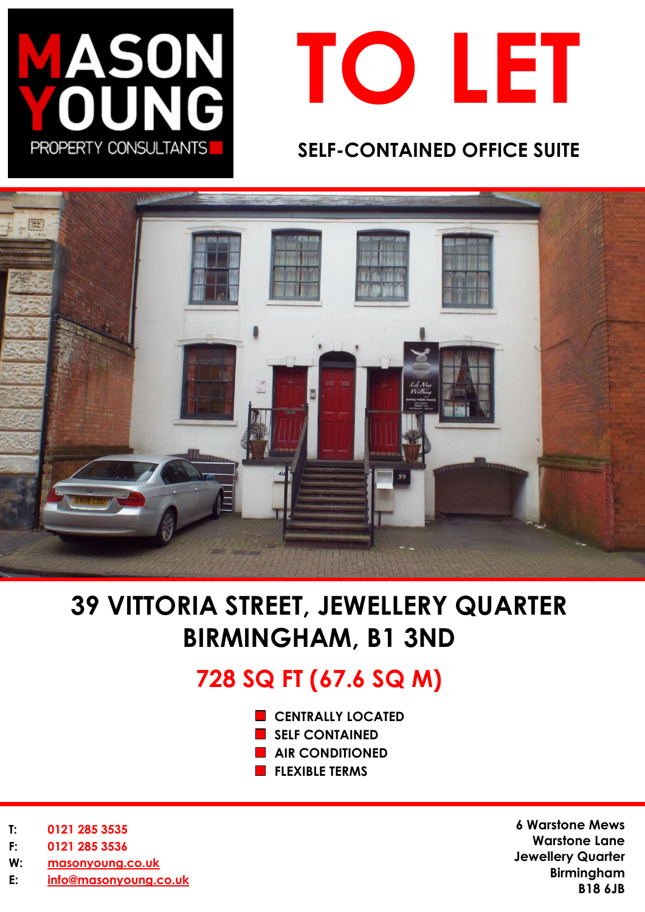MASON YOUNG
PROPERTY CONSULTANTS

# TO LET

## SELF-CONTAINED OFFICE SUITE

# 39 VITTORIA STREET, JEWELLERY QUARTER BIRMINGHAM, B1 3ND

## 728 SQ FT (67.6 SQ M)

- CENTRALLY LOCATED
- SELF CONTAINED
- AIR CONDITIONED
- FLEXIBLE TERMS

T: 0121 285 3535
F: 0121 285 3536
W: masonyoung.co.uk
E: info@masonyoung.co.uk

6 Warstone Mews
Warstone Lane
Jewellery Quarter
Birmingham
B18 6JB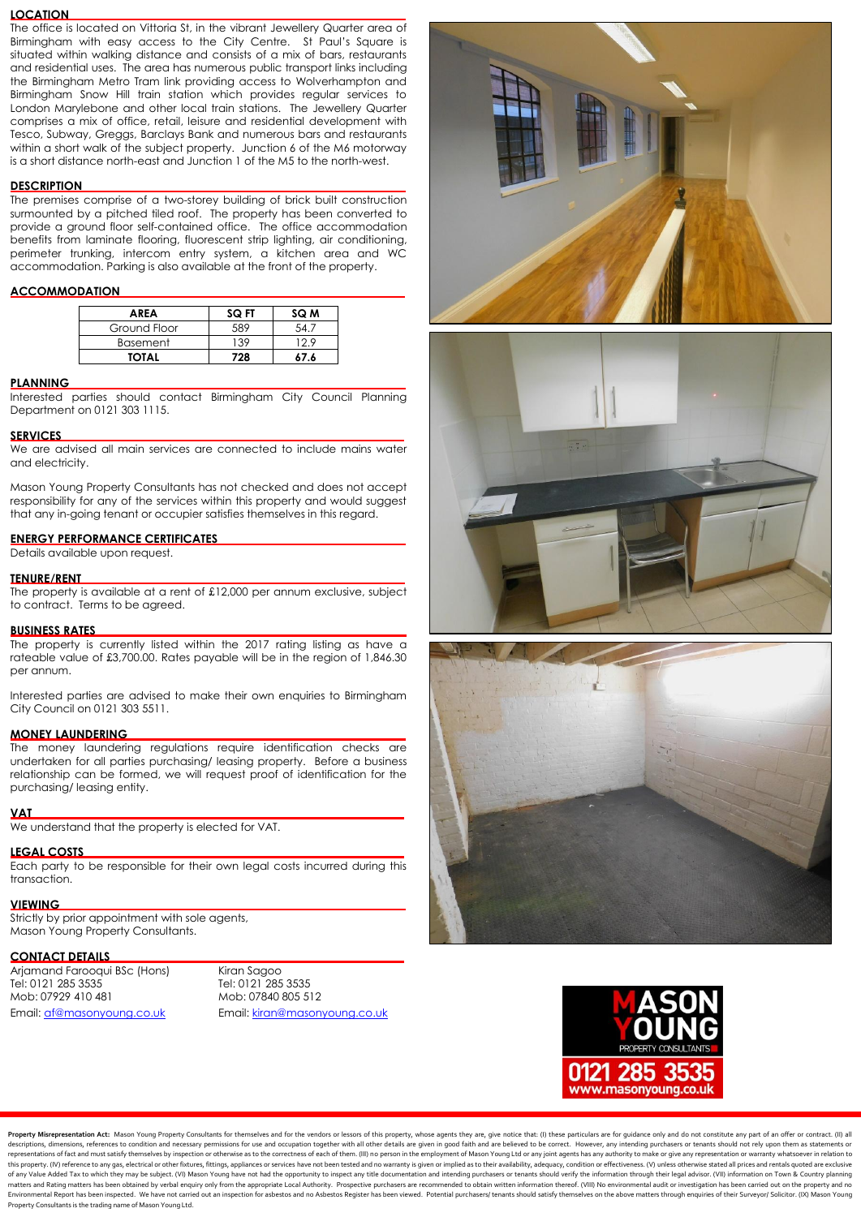## LOCATION

The office is located on Vittoria St, in the vibrant Jewellery Quarter area of Birmingham with easy access to the City Centre. St Paul's Square is situated within walking distance and consists of a mix of bars, restaurants and residential uses. The area has numerous public transport links including the Birmingham Metro Tram link providing access to Wolverhampton and Birmingham Snow Hill train station which provides regular services to London Marylebone and other local train stations. The Jewellery Quarter comprises a mix of office, retail, leisure and residential development with Tesco, Subway, Greggs, Barclays Bank and numerous bars and restaurants within a short walk of the subject property. Junction 6 of the M6 motorway is a short distance north-east and Junction 1 of the M5 to the north-west.

## DESCRIPTION

The premises comprise of a two-storey building of brick built construction surmounted by a pitched tiled roof. The property has been converted to provide a ground floor self-contained office. The office accommodation benefits from laminate flooring, fluorescent strip lighting, air conditioning, perimeter trunking, intercom entry system, a kitchen area and WC accommodation. Parking is also available at the front of the property.

## ACCOMMODATION

| AREA | SQ FT | SQ M |
|---|---|---|
| Ground Floor | 589 | 54.7 |
| Basement | 139 | 12.9 |
| **TOTAL** | **728** | **67.6** |

## PLANNING

Interested parties should contact Birmingham City Council Planning Department on 0121 303 1115.

## SERVICES

We are advised all main services are connected to include mains water and electricity.

Mason Young Property Consultants has not checked and does not accept responsibility for any of the services within this property and would suggest that any in-going tenant or occupier satisfies themselves in this regard.

## ENERGY PERFORMANCE CERTIFICATES

Details available upon request.

## TENURE/RENT

The property is available at a rent of £12,000 per annum exclusive, subject to contract. Terms to be agreed.

## BUSINESS RATES

The property is currently listed within the 2017 rating listing as have a rateable value of £3,700.00. Rates payable will be in the region of 1,846.30 per annum.

Interested parties are advised to make their own enquiries to Birmingham City Council on 0121 303 5511.

## MONEY LAUNDERING

The money laundering regulations require identification checks are undertaken for all parties purchasing/ leasing property. Before a business relationship can be formed, we will request proof of identification for the purchasing/ leasing entity.

## VAT

We understand that the property is elected for VAT.

## LEGAL COSTS

Each party to be responsible for their own legal costs incurred during this transaction.

## VIEWING

Strictly by prior appointment with sole agents,
Mason Young Property Consultants.

## CONTACT DETAILS

Arjamand Farooqui BSc (Hons)
Tel: 0121 285 3535
Mob: 07929 410 481
Email: af@masonyoung.co.uk

Kiran Sagoo
Tel: 0121 285 3535
Mob: 07840 805 512
Email: kiran@masonyoung.co.uk

MASON YOUNG
PROPERTY CONSULTANTS
0121 285 3535
www.masonyoung.co.uk

**Property Misrepresentation Act:** Mason Young Property Consultants for themselves and for the vendors or lessors of this property, whose agents they are, give notice that: (I) these particulars are for guidance only and do not constitute any part of an offer or contract. (II) all descriptions, dimensions, references to condition and necessary permissions for use and occupation together with all other details are given in good faith and are believed to be correct. However, any intending purchasers or tenants should not rely upon them as statements or representations of fact and must satisfy themselves by inspection or otherwise as to the correctness of each of them. (III) no person in the employment of Mason Young Ltd or any joint agents has any authority to make or give any representation or warranty whatsoever in relation to this property. (IV) reference to any gas, electrical or other fixtures, fittings, appliances or services have not been tested and no warranty is given or implied as to their availability, adequacy, condition or effectiveness. (V) unless otherwise stated all prices and rentals quoted are exclusive of any Value Added Tax to which they may be subject. (VI) Mason Young have not had the opportunity to inspect any title documentation and intending purchasers or tenants should verify the information through their legal advisor. (VII) information on Town & Country planning matters and Rating matters has been obtained by verbal enquiry only from the appropriate Local Authority. Prospective purchasers are recommended to obtain written information thereof. (VIII) No environmental audit or investigation has been carried out on the property and no Environmental Report has been inspected. We have not carried out an inspection for asbestos and no Asbestos Register has been viewed. Potential purchasers/ tenants should satisfy themselves on the above matters through enquiries of their Surveyor/ Solicitor. (IX) Mason Young Property Consultants is the trading name of Mason Young Ltd.